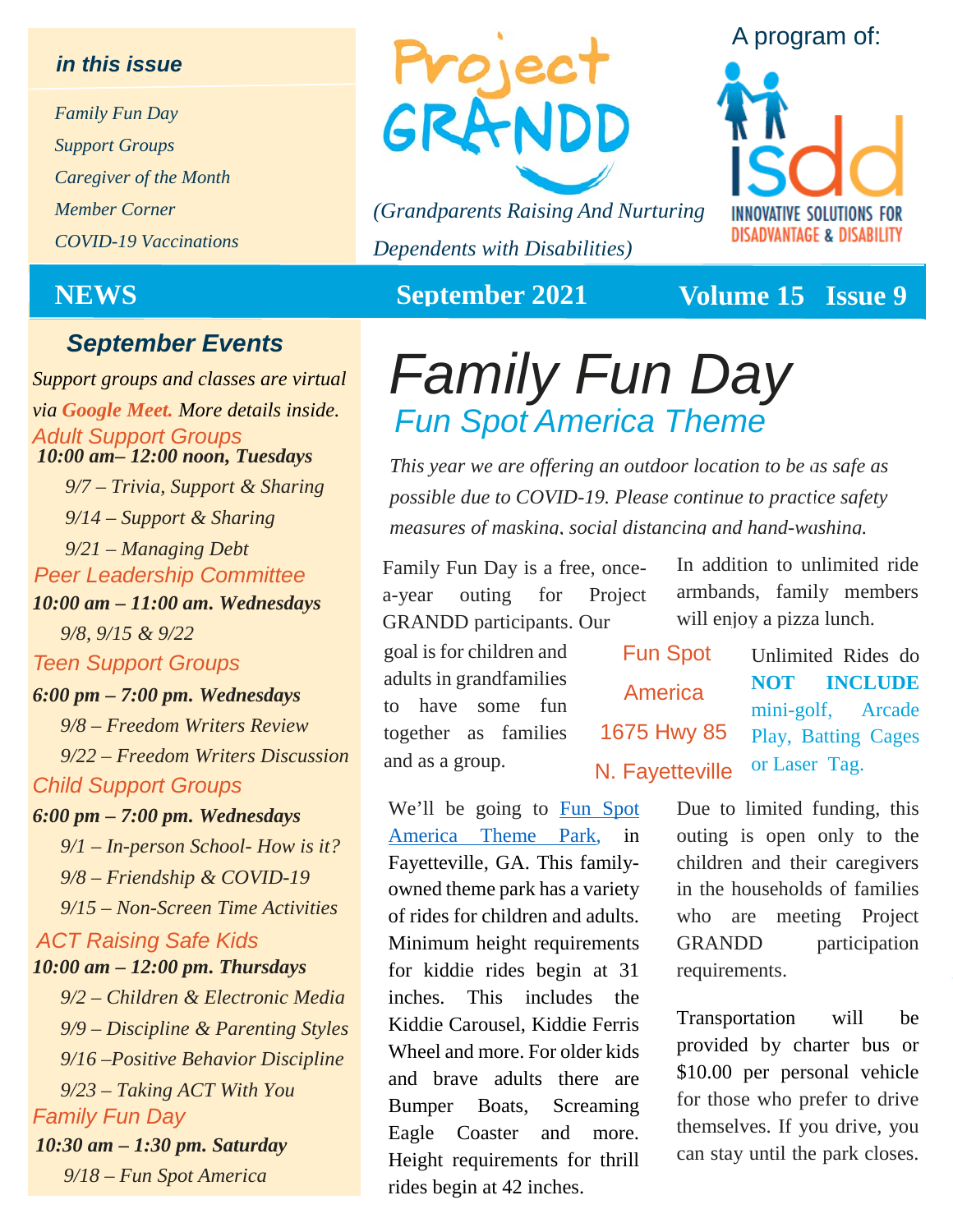**in this issue**

*Family Fun Day*
*Support Groups*
*Caregiver of the Month*
*Member Corner*
*COVID-19 Vaccinations*

# Project GRANDD

*(Grandparents Raising And Nurturing Dependents with Disabilities)*

A program of: isdd — INNOVATIVE SOLUTIONS FOR DISADVANTAGE & DISABILITY

**NEWS** **September 2021** **Volume 15 Issue 9**

## September Events

*Support groups and classes are virtual via **Google Meet.** More details inside.*

### Adult Support Groups

***10:00 am– 12:00 noon, Tuesdays***

*9/7 – Trivia, Support & Sharing*
*9/14 – Support & Sharing*
*9/21 – Managing Debt*

### Peer Leadership Committee

***10:00 am – 11:00 am. Wednesdays***

*9/8, 9/15 & 9/22*

### Teen Support Groups

***6:00 pm – 7:00 pm. Wednesdays***

*9/8 – Freedom Writers Review*
*9/22 – Freedom Writers Discussion*

### Child Support Groups

***6:00 pm – 7:00 pm. Wednesdays***

*9/1 – In-person School- How is it?*
*9/8 – Friendship & COVID-19*
*9/15 – Non-Screen Time Activities*

### ACT Raising Safe Kids

***10:00 am – 12:00 pm. Thursdays***

*9/2 – Children & Electronic Media*
*9/9 – Discipline & Parenting Styles*
*9/16 –Positive Behavior Discipline*
*9/23 – Taking ACT With You*

### Family Fun Day

***10:30 am – 1:30 pm. Saturday***

*9/18 – Fun Spot America*

# Family Fun Day

## Fun Spot America Theme

*This year we are offering an outdoor location to be as safe as possible due to COVID-19. Please continue to practice safety measures of masking, social distancing and hand-washing.*

Family Fun Day is a free, once-a-year outing for Project GRANDD participants. Our goal is for children and adults in grandfamilies to have some fun together as families and as a group.

In addition to unlimited ride armbands, family members will enjoy a pizza lunch.

Fun Spot America
1675 Hwy 85
N. Fayetteville

Unlimited Rides do **NOT INCLUDE** mini-golf, Arcade Play, Batting Cages or Laser Tag.

We'll be going to Fun Spot America Theme Park, in Fayetteville, GA. This family-owned theme park has a variety of rides for children and adults. Minimum height requirements for kiddie rides begin at 31 inches. This includes the Kiddie Carousel, Kiddie Ferris Wheel and more. For older kids and brave adults there are Bumper Boats, Screaming Eagle Coaster and more. Height requirements for thrill rides begin at 42 inches.

Due to limited funding, this outing is open only to the children and their caregivers in the households of families who are meeting Project GRANDD participation requirements.

Transportation will be provided by charter bus or $10.00 per personal vehicle for those who prefer to drive themselves. If you drive, you can stay until the park closes.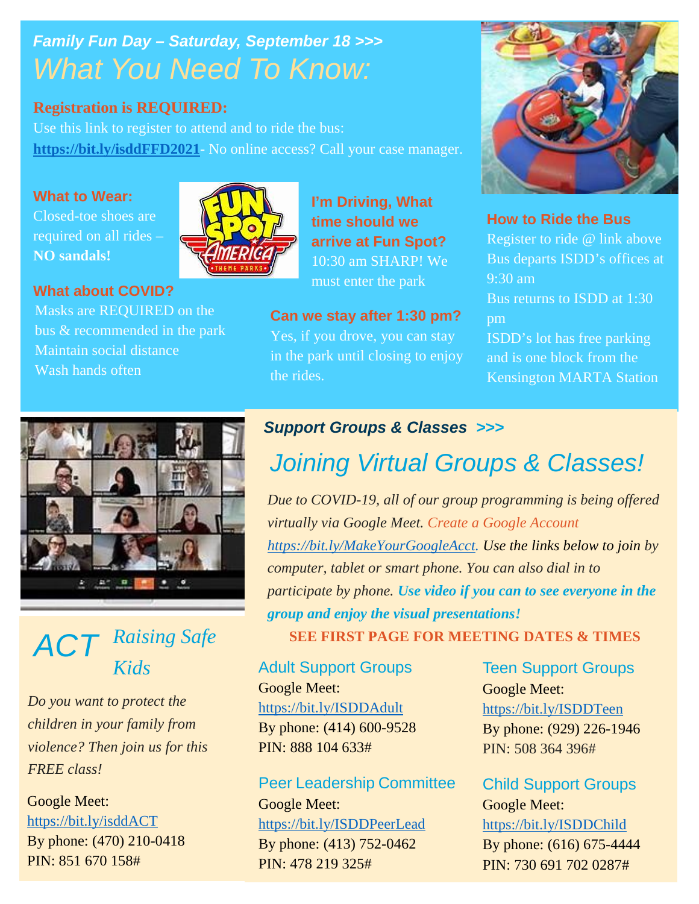*Family Fun Day – Saturday, September 18 >>>*

# *What You Need To Know:*

**Registration is REQUIRED:**

Use this link to register to attend and to ride the bus: **https://bit.ly/isddFFD2021**- No online access? Call your case manager.

### What to Wear:

Closed-toe shoes are required on all rides – **NO sandals!**

### What about COVID?

Masks are REQUIRED on the bus & recommended in the park

Maintain social distance

Wash hands often

### I'm Driving, What time should we arrive at Fun Spot?

10:30 am SHARP! We must enter the park

### Can we stay after 1:30 pm?

Yes, if you drove, you can stay in the park until closing to enjoy the rides.

### How to Ride the Bus

Register to ride @ link above

Bus departs ISDD's offices at 9:30 am

Bus returns to ISDD at 1:30 pm

ISDD's lot has free parking and is one block from the Kensington MARTA Station

*Support Groups & Classes >>>*

# *Joining Virtual Groups & Classes!*

*Due to COVID-19, all of our group programming is being offered virtually via Google Meet. Create a Google Account https://bit.ly/MakeYourGoogleAcct. Use the links below to join by computer, tablet or smart phone. You can also dial in to participate by phone.* ***Use video if you can to see everyone in the group and enjoy the visual presentations!***

**SEE FIRST PAGE FOR MEETING DATES & TIMES**

### Adult Support Groups

Google Meet: https://bit.ly/ISDDAdult
By phone: (414) 600-9528
PIN: 888 104 633#

### Teen Support Groups

Google Meet: https://bit.ly/ISDDTeen
By phone: (929) 226-1946
PIN: 508 364 396#

### Peer Leadership Committee

Google Meet: https://bit.ly/ISDDPeerLead
By phone: (413) 752-0462
PIN: 478 219 325#

### Child Support Groups

Google Meet: https://bit.ly/ISDDChild
By phone: (616) 675-4444
PIN: 730 691 702 0287#

## ACT *Raising Safe Kids*

*Do you want to protect the children in your family from violence? Then join us for this FREE class!*

Google Meet: https://bit.ly/isddACT
By phone: (470) 210-0418
PIN: 851 670 158#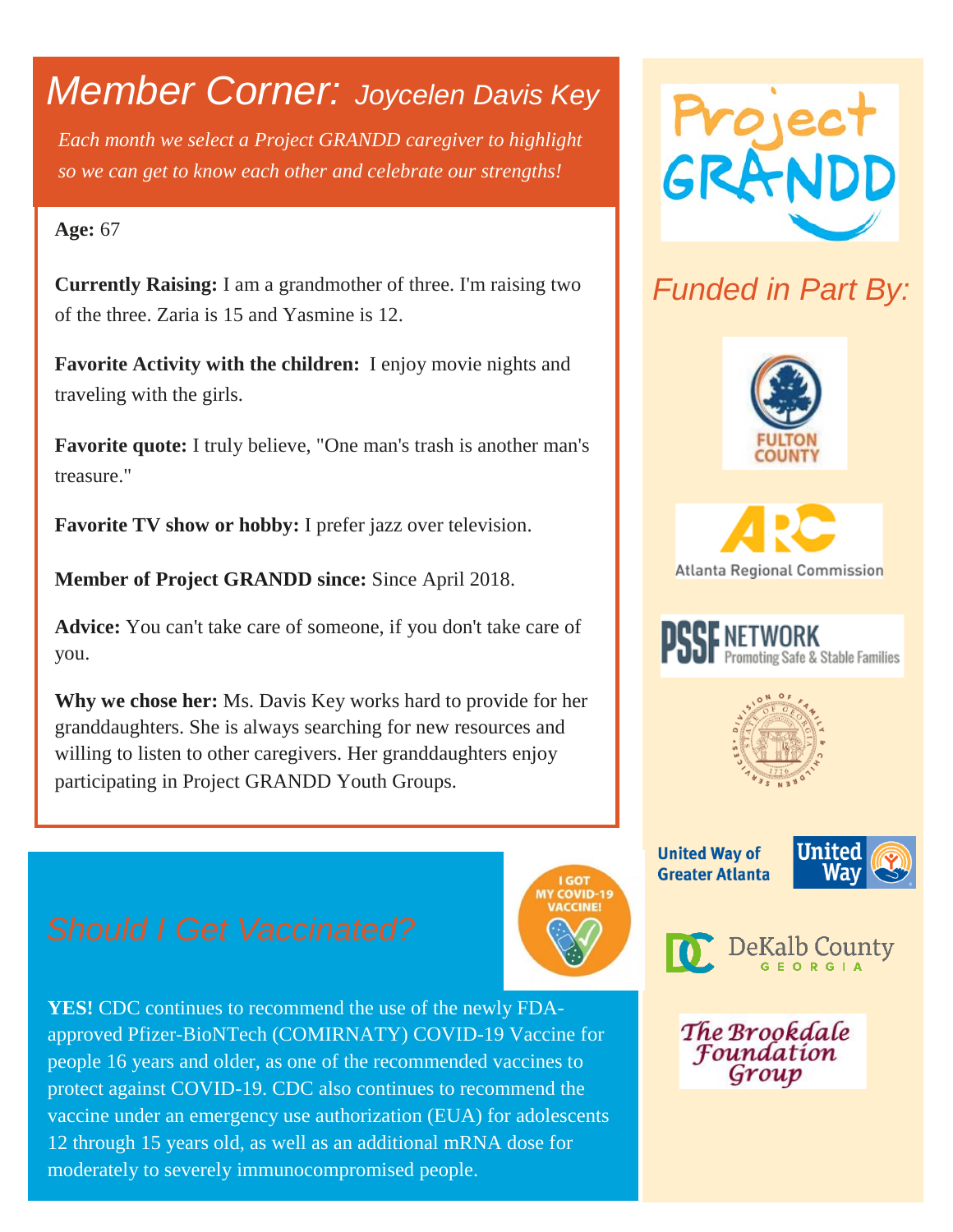# Member Corner: *Joycelen Davis Key*

*Each month we select a Project GRANDD caregiver to highlight so we can get to know each other and celebrate our strengths!*

**Age:** 67

**Currently Raising:** I am a grandmother of three. I'm raising two of the three. Zaria is 15 and Yasmine is 12.

**Favorite Activity with the children:** I enjoy movie nights and traveling with the girls.

**Favorite quote:** I truly believe, "One man's trash is another man's treasure."

**Favorite TV show or hobby:** I prefer jazz over television.

**Member of Project GRANDD since:** Since April 2018.

**Advice:** You can't take care of someone, if you don't take care of you.

**Why we chose her:** Ms. Davis Key works hard to provide for her granddaughters. She is always searching for new resources and willing to listen to other caregivers. Her granddaughters enjoy participating in Project GRANDD Youth Groups.

## Should I Get Vaccinated?

I GOT MY COVID-19 VACCINE!

**YES!** CDC continues to recommend the use of the newly FDA-approved Pfizer-BioNTech (COMIRNATY) COVID-19 Vaccine for people 16 years and older, as one of the recommended vaccines to protect against COVID-19. CDC also continues to recommend the vaccine under an emergency use authorization (EUA) for adolescents 12 through 15 years old, as well as an additional mRNA dose for moderately to severely immunocompromised people.

Project GRANDD

## *Funded in Part By:*

Fulton County

Atlanta Regional Commission

PSSF Network – Promoting Safe & Stable Families

Division of Family & Children Services – State of Georgia

United Way of Greater Atlanta

DeKalb County Georgia

The Brookdale Foundation Group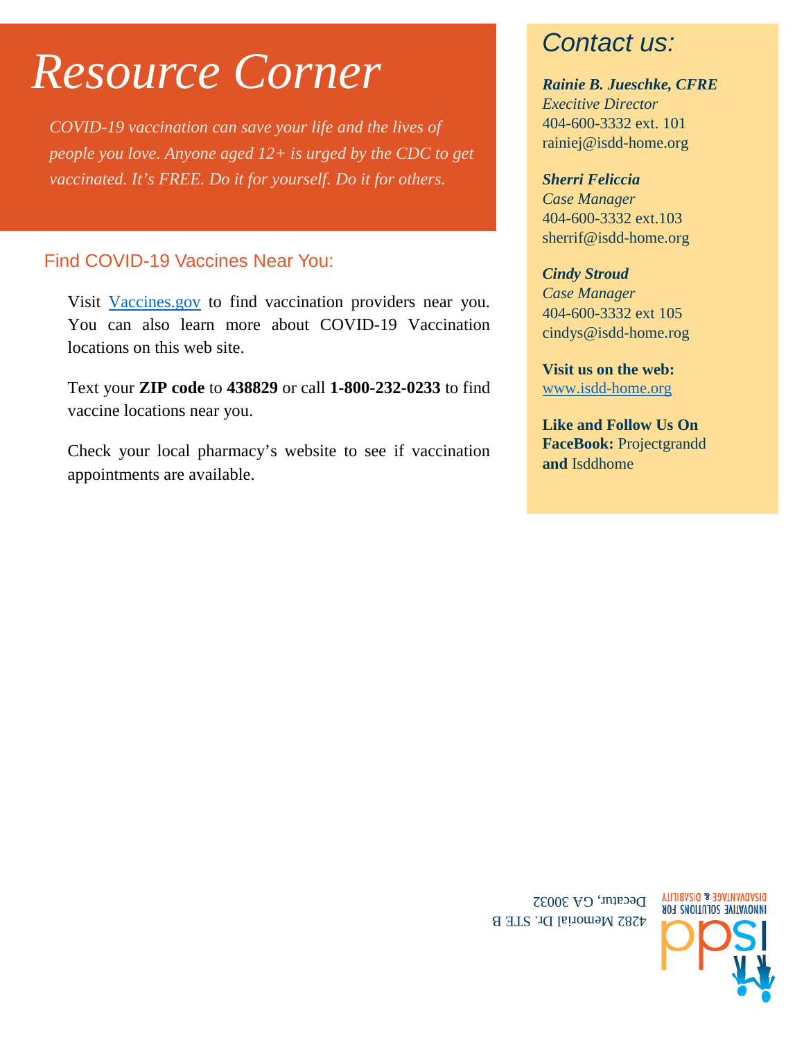# *Resource Corner*

*COVID-19 vaccination can save your life and the lives of people you love. Anyone aged 12+ is urged by the CDC to get vaccinated. It's FREE. Do it for yourself. Do it for others.*

## Find COVID-19 Vaccines Near You:

Visit [Vaccines.gov](Vaccines.gov) to find vaccination providers near you. You can also learn more about COVID-19 Vaccination locations on this web site.

Text your **ZIP code** to **438829** or call **1-800-232-0233** to find vaccine locations near you.

Check your local pharmacy's website to see if vaccination appointments are available.

## *Contact us:*

***Rainie B. Jueschke, CFRE***
*Execitive Director*
404-600-3332 ext. 101
rainiej@isdd-home.org

***Sherri Feliccia***
*Case Manager*
404-600-3332 ext.103
sherrif@isdd-home.org

***Cindy Stroud***
*Case Manager*
404-600-3332 ext 105
cindys@isdd-home.rog

**Visit us on the web:**
[www.isdd-home.org](www.isdd-home.org)

**Like and Follow Us On FaceBook:** Projectgrandd **and** Isddhome

isdd
INNOVATIVE SOLUTIONS FOR DISADVANTAGE & DISABILITY

4282 Memorial Dr. STE B
Decatur, GA 30032